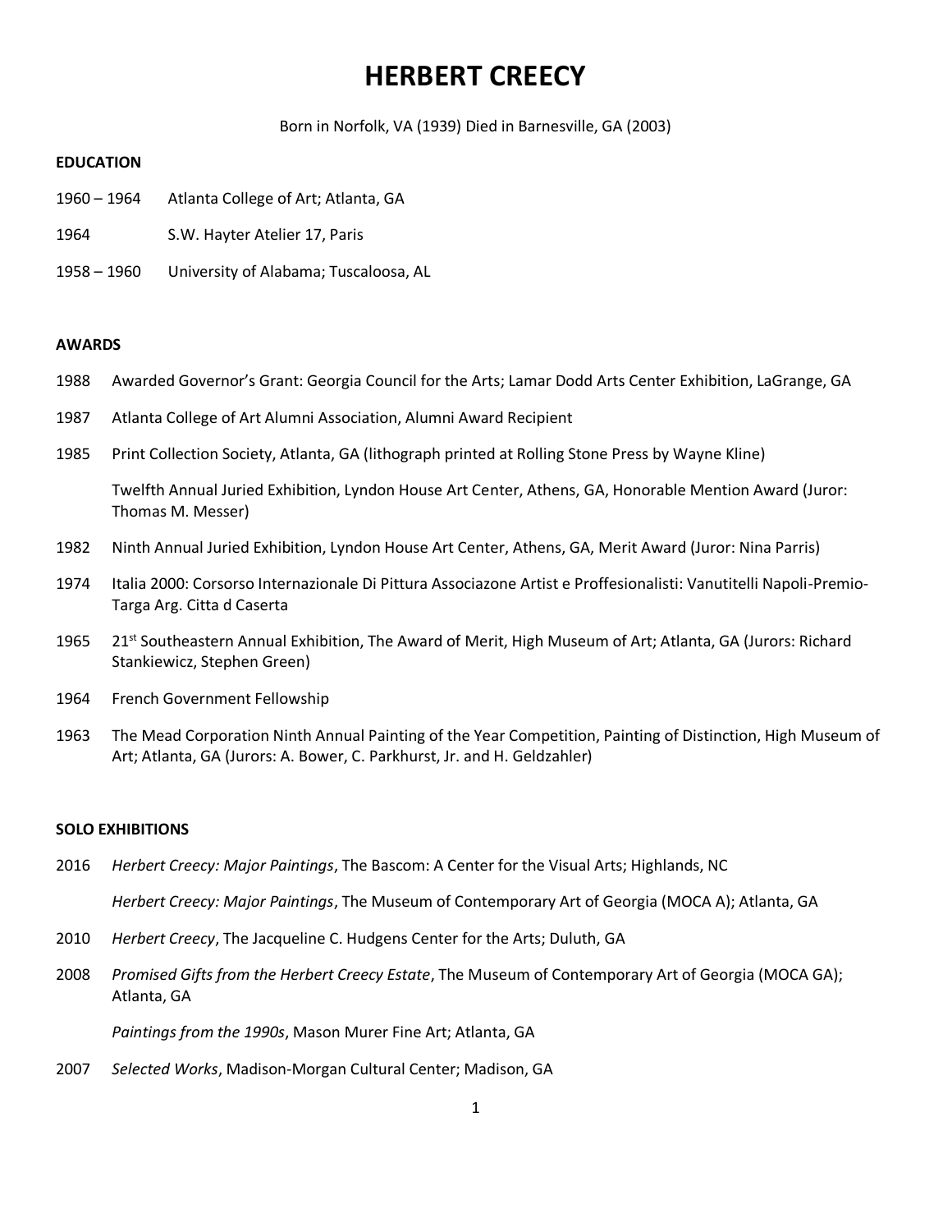# HERBERT CREECY

Born in Norfolk, VA (1939) Died in Barnesville, GA (2003)

## EDUCATION

1960 – 1964 Atlanta College of Art; Atlanta, GA

1964 S.W. Hayter Atelier 17, Paris

1958 – 1960 University of Alabama; Tuscaloosa, AL

## AWARDS

1988 Awarded Governor's Grant: Georgia Council for the Arts; Lamar Dodd Arts Center Exhibition, LaGrange, GA

1987 Atlanta College of Art Alumni Association, Alumni Award Recipient

1985 Print Collection Society, Atlanta, GA (lithograph printed at Rolling Stone Press by Wayne Kline)

Twelfth Annual Juried Exhibition, Lyndon House Art Center, Athens, GA, Honorable Mention Award (Juror: Thomas M. Messer)

1982 Ninth Annual Juried Exhibition, Lyndon House Art Center, Athens, GA, Merit Award (Juror: Nina Parris)

1974 Italia 2000: Corsorso Internazionale Di Pittura Associazone Artist e Proffesionalisti: Vanutitelli Napoli-Premio-Targa Arg. Citta d Caserta

1965 21st Southeastern Annual Exhibition, The Award of Merit, High Museum of Art; Atlanta, GA (Jurors: Richard Stankiewicz, Stephen Green)

1964 French Government Fellowship

1963 The Mead Corporation Ninth Annual Painting of the Year Competition, Painting of Distinction, High Museum of Art; Atlanta, GA (Jurors: A. Bower, C. Parkhurst, Jr. and H. Geldzahler)

## SOLO EXHIBITIONS

2016 *Herbert Creecy: Major Paintings*, The Bascom: A Center for the Visual Arts; Highlands, NC

*Herbert Creecy: Major Paintings*, The Museum of Contemporary Art of Georgia (MOCA A); Atlanta, GA

2010 *Herbert Creecy*, The Jacqueline C. Hudgens Center for the Arts; Duluth, GA

2008 *Promised Gifts from the Herbert Creecy Estate*, The Museum of Contemporary Art of Georgia (MOCA GA); Atlanta, GA

*Paintings from the 1990s*, Mason Murer Fine Art; Atlanta, GA

2007 *Selected Works*, Madison-Morgan Cultural Center; Madison, GA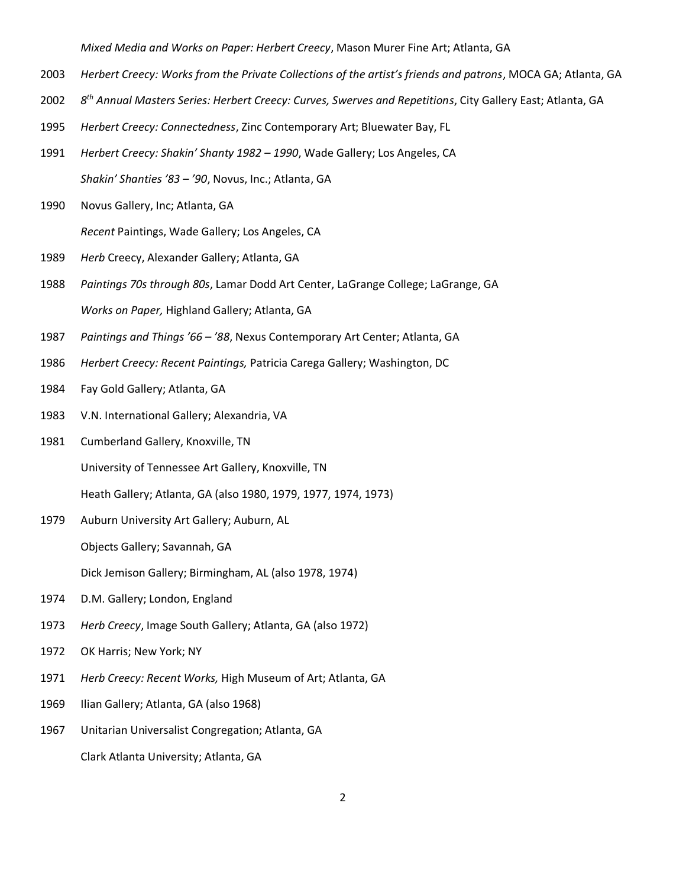*Mixed Media and Works on Paper: Herbert Creecy*, Mason Murer Fine Art; Atlanta, GA

2003 *Herbert Creecy: Works from the Private Collections of the artist's friends and patrons*, MOCA GA; Atlanta, GA

2002 *8th Annual Masters Series: Herbert Creecy: Curves, Swerves and Repetitions*, City Gallery East; Atlanta, GA

1995 *Herbert Creecy: Connectedness*, Zinc Contemporary Art; Bluewater Bay, FL

1991 *Herbert Creecy: Shakin' Shanty 1982 – 1990*, Wade Gallery; Los Angeles, CA

*Shakin' Shanties '83 – '90*, Novus, Inc.; Atlanta, GA

1990 Novus Gallery, Inc; Atlanta, GA

*Recent* Paintings, Wade Gallery; Los Angeles, CA

1989 *Herb* Creecy, Alexander Gallery; Atlanta, GA

1988 *Paintings 70s through 80s*, Lamar Dodd Art Center, LaGrange College; LaGrange, GA

*Works on Paper,* Highland Gallery; Atlanta, GA

1987 *Paintings and Things '66 – '88*, Nexus Contemporary Art Center; Atlanta, GA

1986 *Herbert Creecy: Recent Paintings,* Patricia Carega Gallery; Washington, DC

1984 Fay Gold Gallery; Atlanta, GA

1983 V.N. International Gallery; Alexandria, VA

1981 Cumberland Gallery, Knoxville, TN

University of Tennessee Art Gallery, Knoxville, TN

Heath Gallery; Atlanta, GA (also 1980, 1979, 1977, 1974, 1973)

1979 Auburn University Art Gallery; Auburn, AL

Objects Gallery; Savannah, GA

Dick Jemison Gallery; Birmingham, AL (also 1978, 1974)

1974 D.M. Gallery; London, England

1973 *Herb Creecy*, Image South Gallery; Atlanta, GA (also 1972)

1972 OK Harris; New York; NY

1971 *Herb Creecy: Recent Works,* High Museum of Art; Atlanta, GA

1969 Ilian Gallery; Atlanta, GA (also 1968)

1967 Unitarian Universalist Congregation; Atlanta, GA

Clark Atlanta University; Atlanta, GA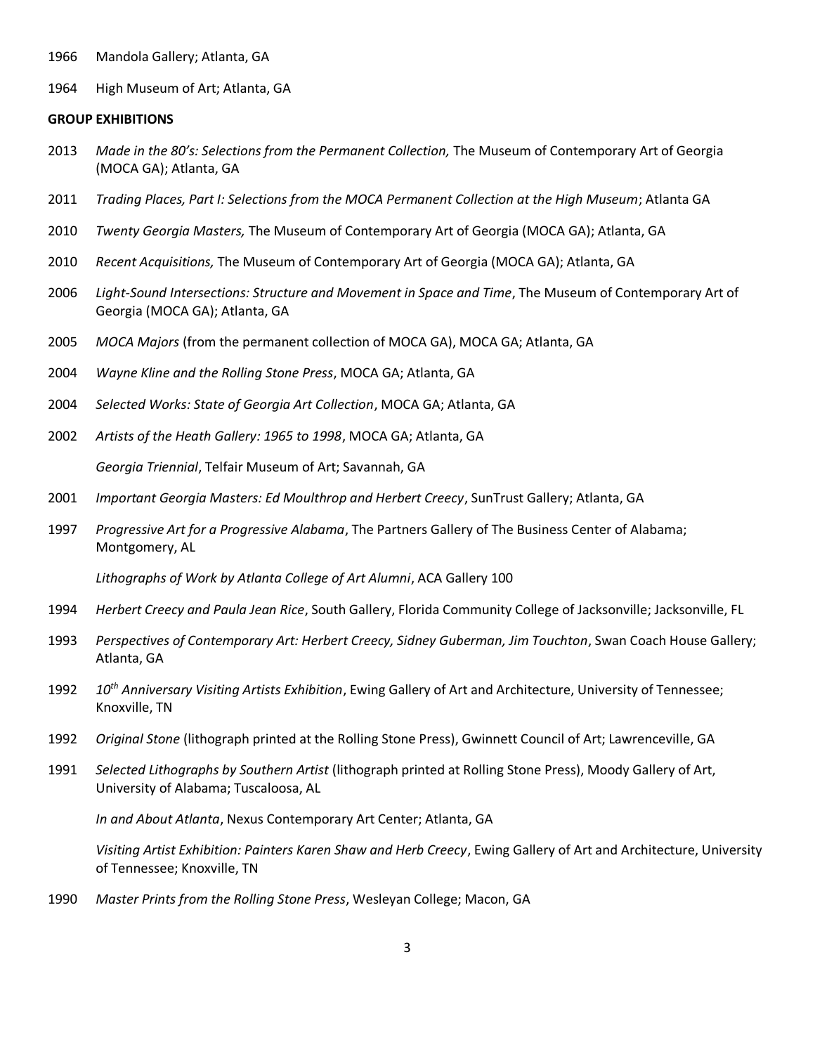1966 Mandola Gallery; Atlanta, GA

1964 High Museum of Art; Atlanta, GA

**GROUP EXHIBITIONS**

2013 *Made in the 80's: Selections from the Permanent Collection,* The Museum of Contemporary Art of Georgia (MOCA GA); Atlanta, GA

2011 *Trading Places, Part I: Selections from the MOCA Permanent Collection at the High Museum*; Atlanta GA

2010 *Twenty Georgia Masters,* The Museum of Contemporary Art of Georgia (MOCA GA); Atlanta, GA

2010 *Recent Acquisitions,* The Museum of Contemporary Art of Georgia (MOCA GA); Atlanta, GA

2006 *Light-Sound Intersections: Structure and Movement in Space and Time*, The Museum of Contemporary Art of Georgia (MOCA GA); Atlanta, GA

2005 *MOCA Majors* (from the permanent collection of MOCA GA), MOCA GA; Atlanta, GA

2004 *Wayne Kline and the Rolling Stone Press*, MOCA GA; Atlanta, GA

2004 *Selected Works: State of Georgia Art Collection*, MOCA GA; Atlanta, GA

2002 *Artists of the Heath Gallery: 1965 to 1998*, MOCA GA; Atlanta, GA

*Georgia Triennial*, Telfair Museum of Art; Savannah, GA

2001 *Important Georgia Masters: Ed Moulthrop and Herbert Creecy*, SunTrust Gallery; Atlanta, GA

1997 *Progressive Art for a Progressive Alabama*, The Partners Gallery of The Business Center of Alabama; Montgomery, AL

*Lithographs of Work by Atlanta College of Art Alumni*, ACA Gallery 100

1994 *Herbert Creecy and Paula Jean Rice*, South Gallery, Florida Community College of Jacksonville; Jacksonville, FL

1993 *Perspectives of Contemporary Art: Herbert Creecy, Sidney Guberman, Jim Touchton*, Swan Coach House Gallery; Atlanta, GA

1992 *10th Anniversary Visiting Artists Exhibition*, Ewing Gallery of Art and Architecture, University of Tennessee; Knoxville, TN

1992 *Original Stone* (lithograph printed at the Rolling Stone Press), Gwinnett Council of Art; Lawrenceville, GA

1991 *Selected Lithographs by Southern Artist* (lithograph printed at Rolling Stone Press), Moody Gallery of Art, University of Alabama; Tuscaloosa, AL

*In and About Atlanta*, Nexus Contemporary Art Center; Atlanta, GA

*Visiting Artist Exhibition: Painters Karen Shaw and Herb Creecy*, Ewing Gallery of Art and Architecture, University of Tennessee; Knoxville, TN

1990 *Master Prints from the Rolling Stone Press*, Wesleyan College; Macon, GA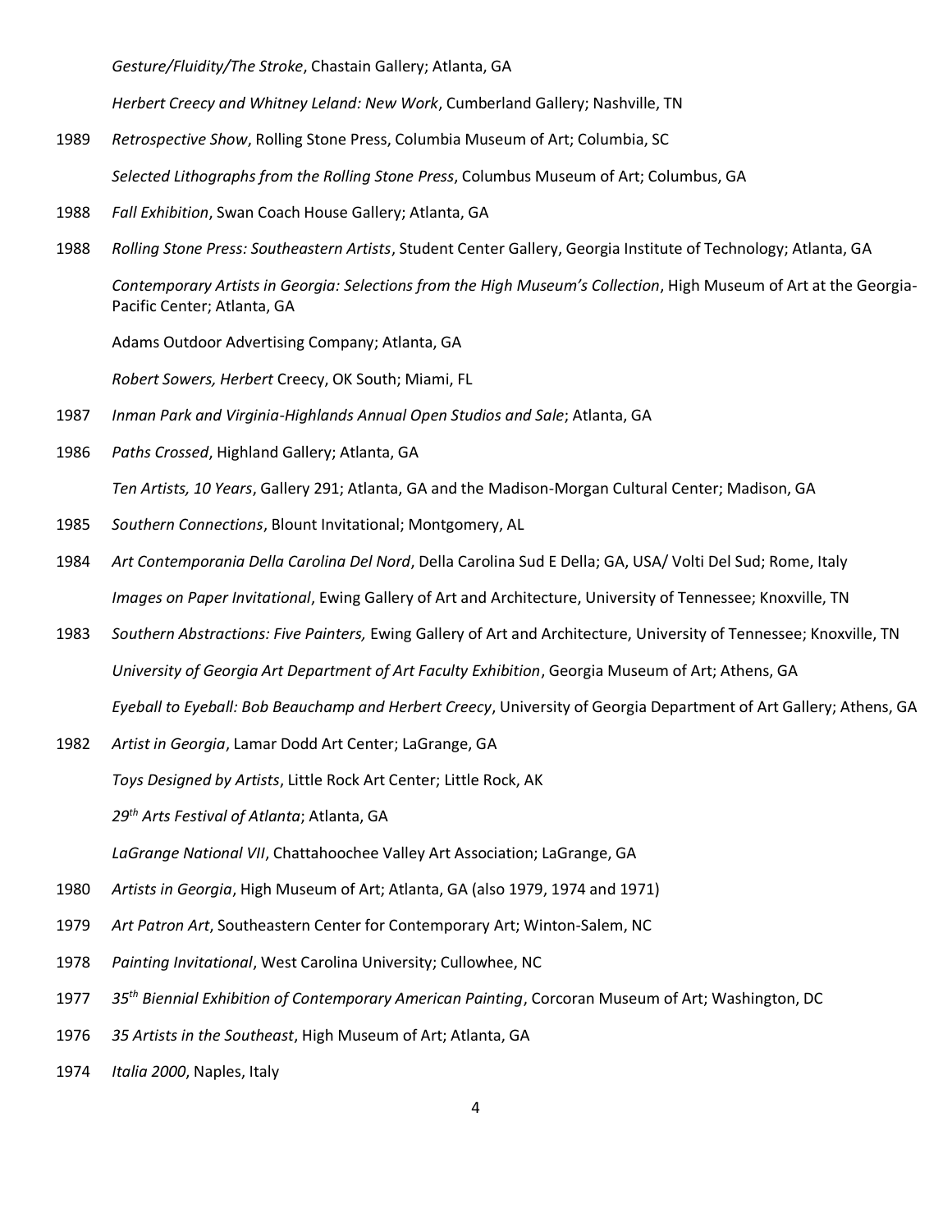*Gesture/Fluidity/The Stroke*, Chastain Gallery; Atlanta, GA

*Herbert Creecy and Whitney Leland: New Work*, Cumberland Gallery; Nashville, TN

1989 *Retrospective Show*, Rolling Stone Press, Columbia Museum of Art; Columbia, SC

*Selected Lithographs from the Rolling Stone Press*, Columbus Museum of Art; Columbus, GA

1988 *Fall Exhibition*, Swan Coach House Gallery; Atlanta, GA

1988 *Rolling Stone Press: Southeastern Artists*, Student Center Gallery, Georgia Institute of Technology; Atlanta, GA

*Contemporary Artists in Georgia: Selections from the High Museum's Collection*, High Museum of Art at the Georgia-Pacific Center; Atlanta, GA

Adams Outdoor Advertising Company; Atlanta, GA

*Robert Sowers, Herbert* Creecy, OK South; Miami, FL

1987 *Inman Park and Virginia-Highlands Annual Open Studios and Sale*; Atlanta, GA

1986 *Paths Crossed*, Highland Gallery; Atlanta, GA

*Ten Artists, 10 Years*, Gallery 291; Atlanta, GA and the Madison-Morgan Cultural Center; Madison, GA

1985 *Southern Connections*, Blount Invitational; Montgomery, AL

1984 *Art Contemporania Della Carolina Del Nord*, Della Carolina Sud E Della; GA, USA/ Volti Del Sud; Rome, Italy

*Images on Paper Invitational*, Ewing Gallery of Art and Architecture, University of Tennessee; Knoxville, TN

1983 *Southern Abstractions: Five Painters,* Ewing Gallery of Art and Architecture, University of Tennessee; Knoxville, TN

*University of Georgia Art Department of Art Faculty Exhibition*, Georgia Museum of Art; Athens, GA

*Eyeball to Eyeball: Bob Beauchamp and Herbert Creecy*, University of Georgia Department of Art Gallery; Athens, GA

1982 *Artist in Georgia*, Lamar Dodd Art Center; LaGrange, GA

*Toys Designed by Artists*, Little Rock Art Center; Little Rock, AK

*29th Arts Festival of Atlanta*; Atlanta, GA

*LaGrange National VII*, Chattahoochee Valley Art Association; LaGrange, GA

1980 *Artists in Georgia*, High Museum of Art; Atlanta, GA (also 1979, 1974 and 1971)

1979 *Art Patron Art*, Southeastern Center for Contemporary Art; Winton-Salem, NC

1978 *Painting Invitational*, West Carolina University; Cullowhee, NC

1977 *35th Biennial Exhibition of Contemporary American Painting*, Corcoran Museum of Art; Washington, DC

1976 *35 Artists in the Southeast*, High Museum of Art; Atlanta, GA

1974 *Italia 2000*, Naples, Italy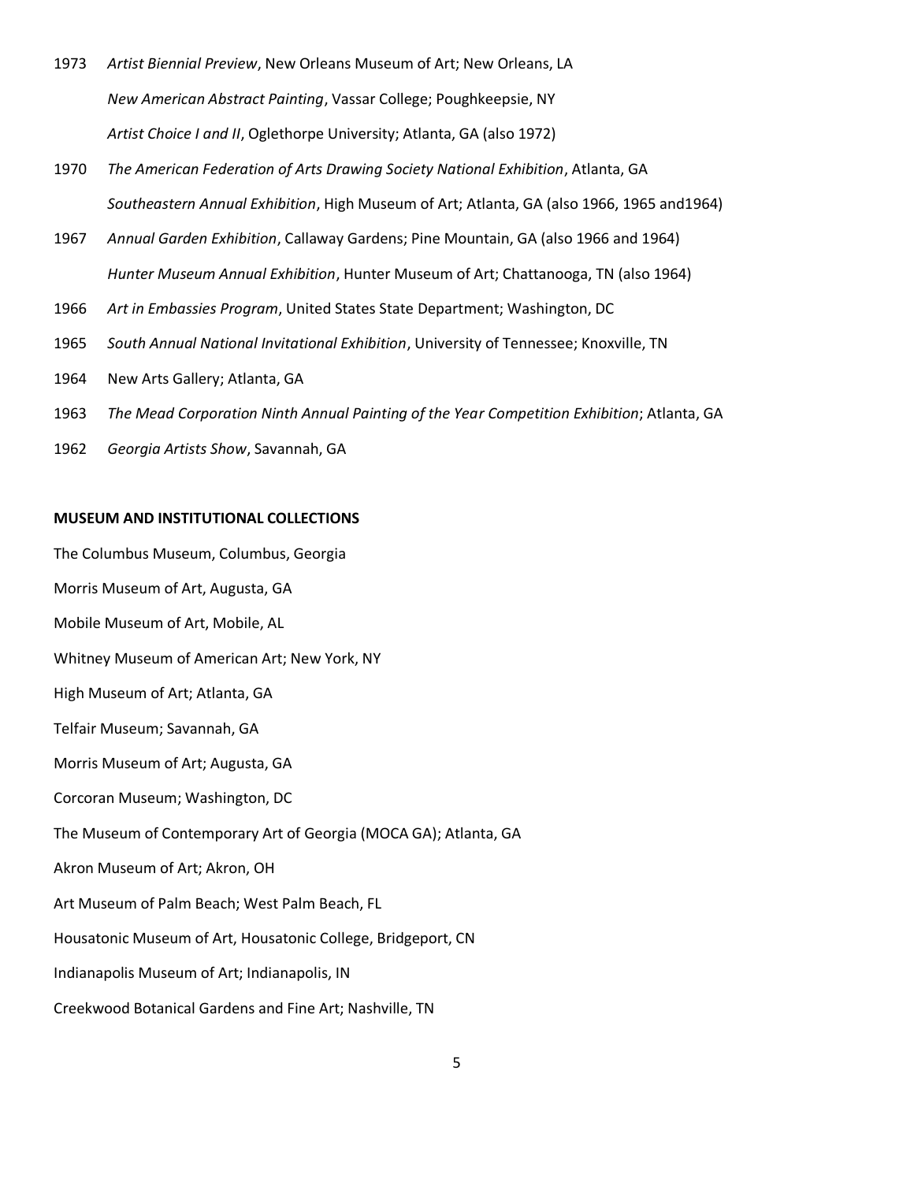1973 *Artist Biennial Preview*, New Orleans Museum of Art; New Orleans, LA

*New American Abstract Painting*, Vassar College; Poughkeepsie, NY

*Artist Choice I and II*, Oglethorpe University; Atlanta, GA (also 1972)

1970 *The American Federation of Arts Drawing Society National Exhibition*, Atlanta, GA

*Southeastern Annual Exhibition*, High Museum of Art; Atlanta, GA (also 1966, 1965 and1964)

1967 *Annual Garden Exhibition*, Callaway Gardens; Pine Mountain, GA (also 1966 and 1964)

*Hunter Museum Annual Exhibition*, Hunter Museum of Art; Chattanooga, TN (also 1964)

1966 *Art in Embassies Program*, United States State Department; Washington, DC

1965 *South Annual National Invitational Exhibition*, University of Tennessee; Knoxville, TN

1964 New Arts Gallery; Atlanta, GA

1963 *The Mead Corporation Ninth Annual Painting of the Year Competition Exhibition*; Atlanta, GA

1962 *Georgia Artists Show*, Savannah, GA

**MUSEUM AND INSTITUTIONAL COLLECTIONS**

The Columbus Museum, Columbus, Georgia

Morris Museum of Art, Augusta, GA

Mobile Museum of Art, Mobile, AL

Whitney Museum of American Art; New York, NY

High Museum of Art; Atlanta, GA

Telfair Museum; Savannah, GA

Morris Museum of Art; Augusta, GA

Corcoran Museum; Washington, DC

The Museum of Contemporary Art of Georgia (MOCA GA); Atlanta, GA

Akron Museum of Art; Akron, OH

Art Museum of Palm Beach; West Palm Beach, FL

Housatonic Museum of Art, Housatonic College, Bridgeport, CN

Indianapolis Museum of Art; Indianapolis, IN

Creekwood Botanical Gardens and Fine Art; Nashville, TN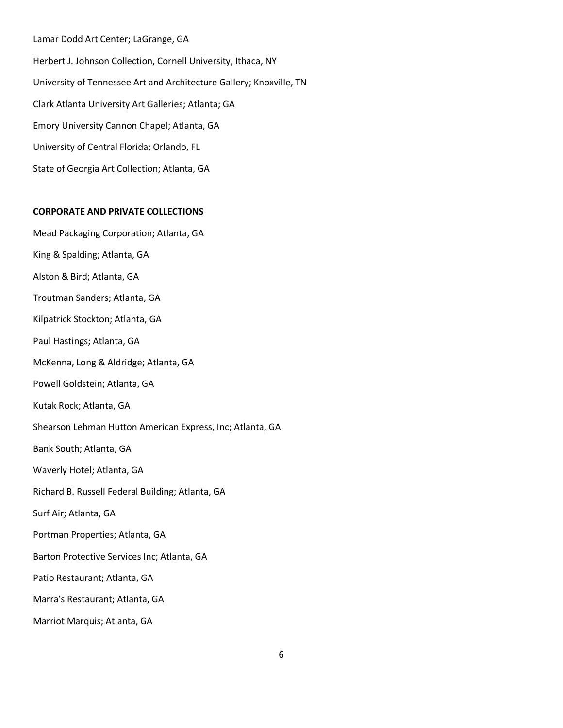Lamar Dodd Art Center; LaGrange, GA

Herbert J. Johnson Collection, Cornell University, Ithaca, NY

University of Tennessee Art and Architecture Gallery; Knoxville, TN

Clark Atlanta University Art Galleries; Atlanta; GA

Emory University Cannon Chapel; Atlanta, GA

University of Central Florida; Orlando, FL

State of Georgia Art Collection; Atlanta, GA

**CORPORATE AND PRIVATE COLLECTIONS**

Mead Packaging Corporation; Atlanta, GA

King & Spalding; Atlanta, GA

Alston & Bird; Atlanta, GA

Troutman Sanders; Atlanta, GA

Kilpatrick Stockton; Atlanta, GA

Paul Hastings; Atlanta, GA

McKenna, Long & Aldridge; Atlanta, GA

Powell Goldstein; Atlanta, GA

Kutak Rock; Atlanta, GA

Shearson Lehman Hutton American Express, Inc; Atlanta, GA

Bank South; Atlanta, GA

Waverly Hotel; Atlanta, GA

Richard B. Russell Federal Building; Atlanta, GA

Surf Air; Atlanta, GA

Portman Properties; Atlanta, GA

Barton Protective Services Inc; Atlanta, GA

Patio Restaurant; Atlanta, GA

Marra's Restaurant; Atlanta, GA

Marriot Marquis; Atlanta, GA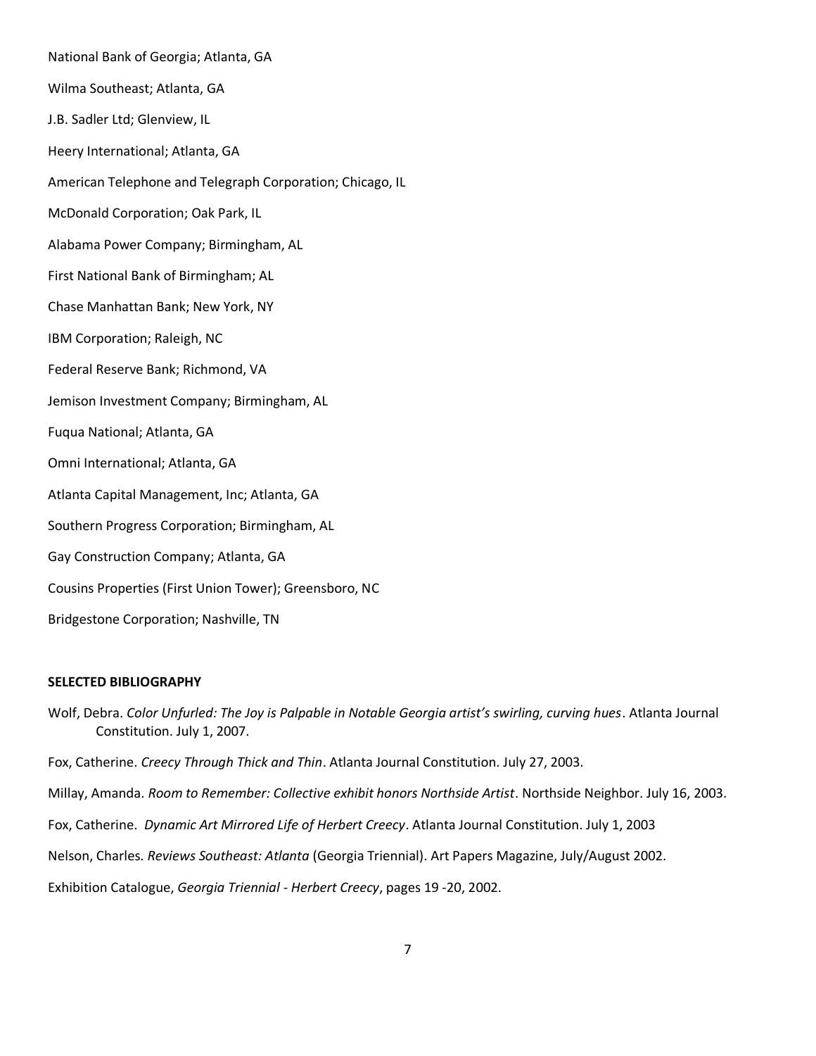National Bank of Georgia; Atlanta, GA

Wilma Southeast; Atlanta, GA

J.B. Sadler Ltd; Glenview, IL

Heery International; Atlanta, GA

American Telephone and Telegraph Corporation; Chicago, IL

McDonald Corporation; Oak Park, IL

Alabama Power Company; Birmingham, AL

First National Bank of Birmingham; AL

Chase Manhattan Bank; New York, NY

IBM Corporation; Raleigh, NC

Federal Reserve Bank; Richmond, VA

Jemison Investment Company; Birmingham, AL

Fuqua National; Atlanta, GA

Omni International; Atlanta, GA

Atlanta Capital Management, Inc; Atlanta, GA

Southern Progress Corporation; Birmingham, AL

Gay Construction Company; Atlanta, GA

Cousins Properties (First Union Tower); Greensboro, NC

Bridgestone Corporation; Nashville, TN

**SELECTED BIBLIOGRAPHY**

Wolf, Debra. *Color Unfurled: The Joy is Palpable in Notable Georgia artist's swirling, curving hues*. Atlanta Journal Constitution. July 1, 2007.

Fox, Catherine. *Creecy Through Thick and Thin*. Atlanta Journal Constitution. July 27, 2003.

Millay, Amanda. *Room to Remember: Collective exhibit honors Northside Artist*. Northside Neighbor. July 16, 2003.

Fox, Catherine. *Dynamic Art Mirrored Life of Herbert Creecy*. Atlanta Journal Constitution. July 1, 2003

Nelson, Charles. *Reviews Southeast: Atlanta* (Georgia Triennial). Art Papers Magazine, July/August 2002.

Exhibition Catalogue, *Georgia Triennial - Herbert Creecy*, pages 19 -20, 2002.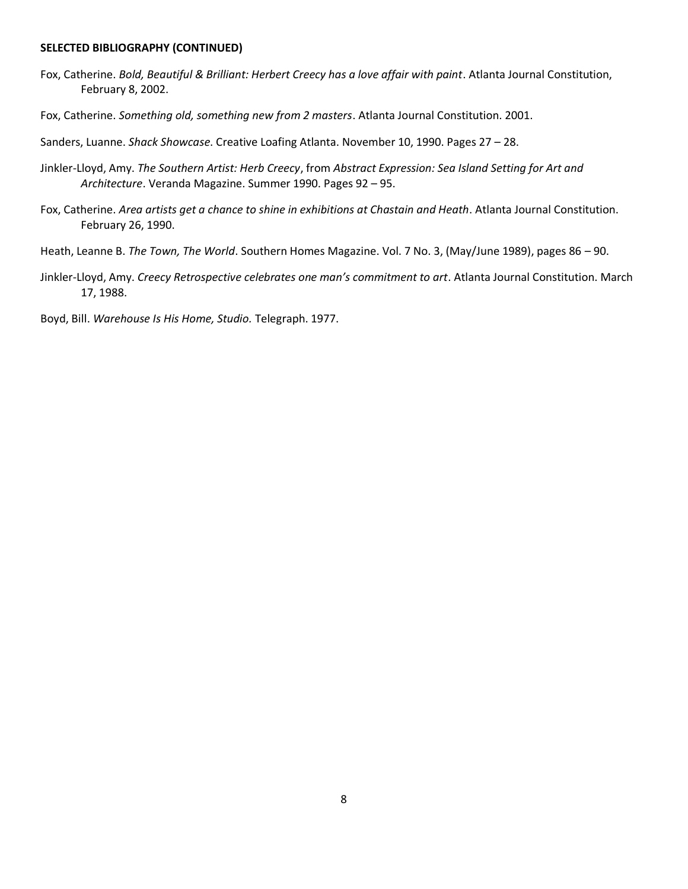**SELECTED BIBLIOGRAPHY (CONTINUED)**

Fox, Catherine. *Bold, Beautiful & Brilliant: Herbert Creecy has a love affair with paint*. Atlanta Journal Constitution, February 8, 2002.

Fox, Catherine. *Something old, something new from 2 masters*. Atlanta Journal Constitution. 2001.

Sanders, Luanne. *Shack Showcase*. Creative Loafing Atlanta. November 10, 1990. Pages 27 – 28.

Jinkler-Lloyd, Amy. *The Southern Artist: Herb Creecy*, from *Abstract Expression: Sea Island Setting for Art and Architecture*. Veranda Magazine. Summer 1990. Pages 92 – 95.

Fox, Catherine. *Area artists get a chance to shine in exhibitions at Chastain and Heath*. Atlanta Journal Constitution. February 26, 1990.

Heath, Leanne B. *The Town, The World*. Southern Homes Magazine. Vol. 7 No. 3, (May/June 1989), pages 86 – 90.

Jinkler-Lloyd, Amy. *Creecy Retrospective celebrates one man's commitment to art*. Atlanta Journal Constitution. March 17, 1988.

Boyd, Bill. *Warehouse Is His Home, Studio.* Telegraph. 1977.